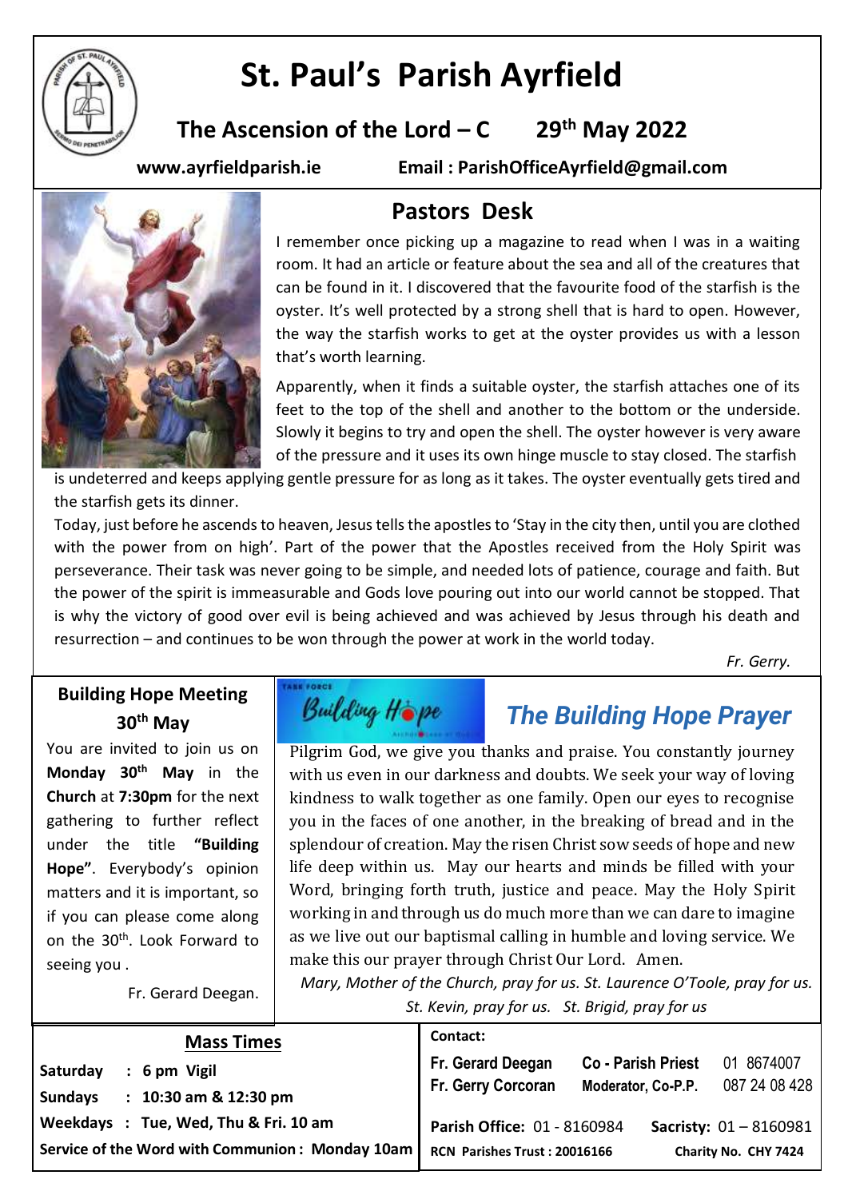# St. Paul's Parish Ayrfield

## The Ascension of the Lord – C 29th May 2022

**www.ayrfieldparish.ie** **Email : ParishOfficeAyrfield@gmail.com**

## Pastors Desk

I remember once picking up a magazine to read when I was in a waiting room. It had an article or feature about the sea and all of the creatures that can be found in it. I discovered that the favourite food of the starfish is the oyster. It's well protected by a strong shell that is hard to open. However, the way the starfish works to get at the oyster provides us with a lesson that's worth learning.

Apparently, when it finds a suitable oyster, the starfish attaches one of its feet to the top of the shell and another to the bottom or the underside. Slowly it begins to try and open the shell. The oyster however is very aware of the pressure and it uses its own hinge muscle to stay closed. The starfish is undeterred and keeps applying gentle pressure for as long as it takes. The oyster eventually gets tired and the starfish gets its dinner.

Today, just before he ascends to heaven, Jesus tells the apostles to 'Stay in the city then, until you are clothed with the power from on high'. Part of the power that the Apostles received from the Holy Spirit was perseverance. Their task was never going to be simple, and needed lots of patience, courage and faith. But the power of the spirit is immeasurable and Gods love pouring out into our world cannot be stopped. That is why the victory of good over evil is being achieved and was achieved by Jesus through his death and resurrection – and continues to be won through the power at work in the world today.

*Fr. Gerry.*

### Building Hope Meeting 30th May

You are invited to join us on **Monday 30th May** in the **Church** at **7:30pm** for the next gathering to further reflect under the title **"Building Hope"**. Everybody's opinion matters and it is important, so if you can please come along on the 30th. Look Forward to seeing you .

Fr. Gerard Deegan.

### *The Building Hope Prayer*

Pilgrim God, we give you thanks and praise. You constantly journey with us even in our darkness and doubts. We seek your way of loving kindness to walk together as one family. Open our eyes to recognise you in the faces of one another, in the breaking of bread and in the splendour of creation. May the risen Christ sow seeds of hope and new life deep within us. May our hearts and minds be filled with your Word, bringing forth truth, justice and peace. May the Holy Spirit working in and through us do much more than we can dare to imagine as we live out our baptismal calling in humble and loving service. We make this our prayer through Christ Our Lord. Amen.

*Mary, Mother of the Church, pray for us. St. Laurence O'Toole, pray for us. St. Kevin, pray for us. St. Brigid, pray for us*

### Mass Times

**Saturday : 6 pm Vigil**
**Sundays : 10:30 am & 12:30 pm**
**Weekdays : Tue, Wed, Thu & Fri. 10 am**
**Service of the Word with Communion : Monday 10am**

**Contact:**

| | | |
|---|---|---|
| **Fr. Gerard Deegan** | **Co - Parish Priest** | 01 8674007 |
| **Fr. Gerry Corcoran** | **Moderator, Co-P.P.** | 087 24 08 428 |

**Parish Office:** 01 - 8160984 **Sacristy:** 01 – 8160981

**RCN Parishes Trust : 20016166** **Charity No. CHY 7424**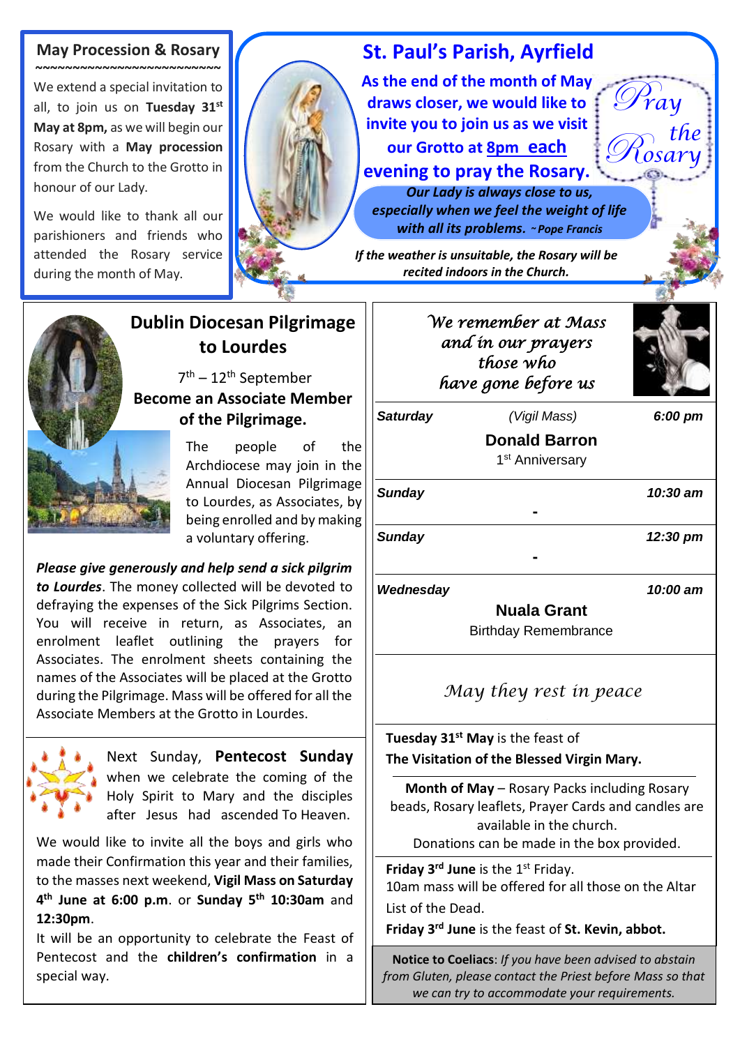## May Procession & Rosary

~~~~~~~~~~~~~~~~~~~~~~~~~~

We extend a special invitation to all, to join us on **Tuesday 31st May at 8pm,** as we will begin our Rosary with a **May procession** from the Church to the Grotto in honour of our Lady.

We would like to thank all our parishioners and friends who attended the Rosary service during the month of May.

# St. Paul's Parish, Ayrfield

**As the end of the month of May draws closer, we would like to invite you to join us as we visit our Grotto at 8pm each evening to pray the Rosary.**

*Pray the Rosary*

***Our Lady is always close to us, especially when we feel the weight of life with all its problems.*** *~ Pope Francis*

***If the weather is unsuitable, the Rosary will be recited indoors in the Church.***

## Dublin Diocesan Pilgrimage to Lourdes

7th – 12th September

**Become an Associate Member of the Pilgrimage.**

The people of the Archdiocese may join in the Annual Diocesan Pilgrimage to Lourdes, as Associates, by being enrolled and by making a voluntary offering.

***Please give generously and help send a sick pilgrim to Lourdes***. The money collected will be devoted to defraying the expenses of the Sick Pilgrims Section. You will receive in return, as Associates, an enrolment leaflet outlining the prayers for Associates. The enrolment sheets containing the names of the Associates will be placed at the Grotto during the Pilgrimage. Mass will be offered for all the Associate Members at the Grotto in Lourdes.

Next Sunday, **Pentecost Sunday** when we celebrate the coming of the Holy Spirit to Mary and the disciples after Jesus had ascended To Heaven.

We would like to invite all the boys and girls who made their Confirmation this year and their families, to the masses next weekend, **Vigil Mass on Saturday 4th June at 6:00 p.m**. or **Sunday 5th 10:30am** and **12:30pm**.

It will be an opportunity to celebrate the Feast of Pentecost and the **children's confirmation** in a special way.

*We remember at Mass and in our prayers those who have gone before us*

***Saturday*** *(Vigil Mass)* ***6:00 pm***

**Donald Barron**
1st Anniversary

***Sunday*** ***10:30 am***

-

***Sunday*** ***12:30 pm***

-

***Wednesday*** ***10:00 am***

**Nuala Grant**
Birthday Remembrance

*May they rest in peace*

**Tuesday 31st May** is the feast of
**The Visitation of the Blessed Virgin Mary.**

**Month of May** – Rosary Packs including Rosary beads, Rosary leaflets, Prayer Cards and candles are available in the church.
Donations can be made in the box provided.

**Friday 3rd June** is the 1st Friday.
10am mass will be offered for all those on the Altar List of the Dead.

**Friday 3rd June** is the feast of **St. Kevin, abbot.**

**Notice to Coeliacs**: *If you have been advised to abstain from Gluten, please contact the Priest before Mass so that we can try to accommodate your requirements.*